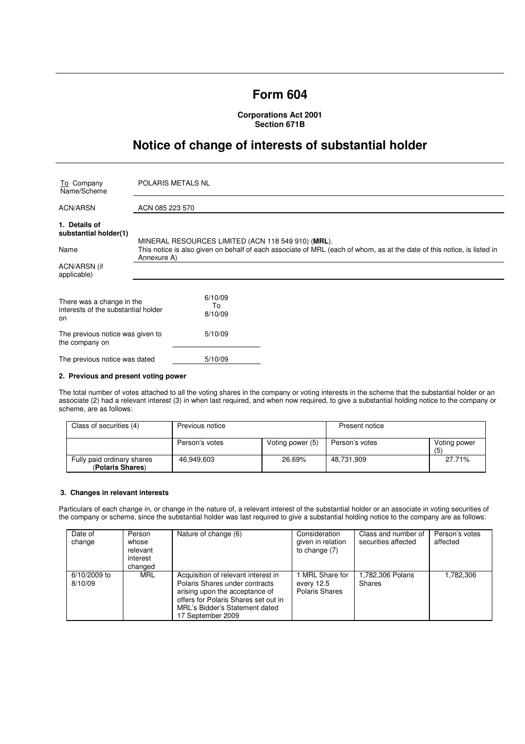# Form 604

**Corporations Act 2001**
**Section 671B**

## Notice of change of interests of substantial holder

| | |
|---|---|
| To Company Name/Scheme | POLARIS METALS NL |
| ACN/ARSN | ACN 085 223 570 |

**1. Details of substantial holder(1)**

| | |
|---|---|
| Name | MINERAL RESOURCES LIMITED (ACN 118 549 910) (**MRL**). This notice is also given on behalf of each associate of MRL (each of whom, as at the date of this notice, is listed in Annexure A) |
| ACN/ARSN (if applicable) | |

| | |
|---|---|
| There was a change in the interests of the substantial holder on | 6/10/09 To 8/10/09 |
| The previous notice was given to the company on | 5/10/09 |
| The previous notice was dated | 5/10/09 |

### 2. Previous and present voting power

The total number of votes attached to all the voting shares in the company or voting interests in the scheme that the substantial holder or an associate (2) had a relevant interest (3) in when last required, and when now required, to give a substantial holding notice to the company or scheme, are as follows:

| Class of securities (4) | Previous notice | | Present notice | |
|---|---|---|---|---|
| | Person's votes | Voting power (5) | Person's votes | Voting power (5) |
| Fully paid ordinary shares (**Polaris Shares**) | 46,949,603 | 26.69% | 48,731,909 | 27.71% |

### 3. Changes in relevant interests

Particulars of each change in, or change in the nature of, a relevant interest of the substantial holder or an associate in voting securities of the company or scheme, since the substantial holder was last required to give a substantial holding notice to the company are as follows:

| Date of change | Person whose relevant interest changed | Nature of change (6) | Consideration given in relation to change (7) | Class and number of securities affected | Person's votes affected |
|---|---|---|---|---|---|
| 6/10/2009 to 8/10/09 | MRL | Acquisition of relevant interest in Polaris Shares under contracts arising upon the acceptance of offers for Polaris Shares set out in MRL's Bidder's Statement dated 17 September 2009 | 1 MRL Share for every 12.5 Polaris Shares | 1,782,306 Polaris Shares | 1,782,306 |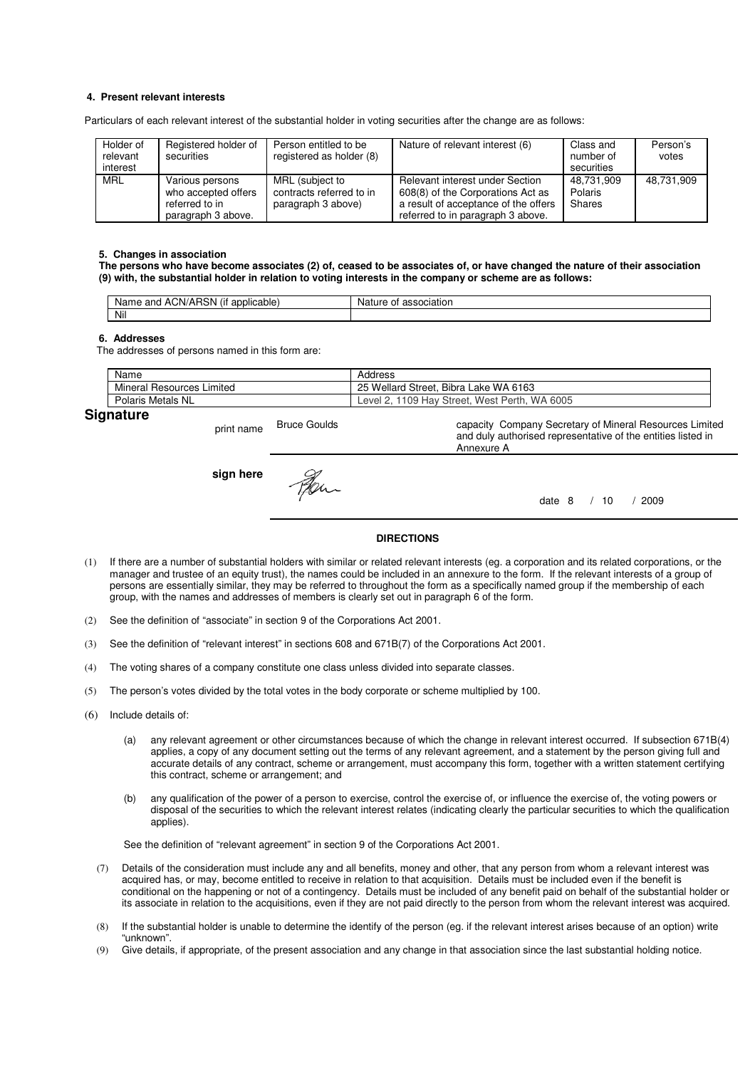#### 4. Present relevant interests

Particulars of each relevant interest of the substantial holder in voting securities after the change are as follows:

| Holder of relevant interest | Registered holder of securities | Person entitled to be registered as holder (8) | Nature of relevant interest (6) | Class and number of securities | Person's votes |
|---|---|---|---|---|---|
| MRL | Various persons who accepted offers referred to in paragraph 3 above. | MRL (subject to contracts referred to in paragraph 3 above) | Relevant interest under Section 608(8) of the Corporations Act as a result of acceptance of the offers referred to in paragraph 3 above. | 48,731,909 Polaris Shares | 48,731,909 |

#### 5. Changes in association

**The persons who have become associates (2) of, ceased to be associates of, or have changed the nature of their association (9) with, the substantial holder in relation to voting interests in the company or scheme are as follows:**

| Name and ACN/ARSN (if applicable) | Nature of association |
|---|---|
| Nil | |

#### 6. Addresses

The addresses of persons named in this form are:

| Name | Address |
|---|---|
| Mineral Resources Limited | 25 Wellard Street, Bibra Lake WA 6163 |
| Polaris Metals NL | Level 2, 1109 Hay Street, West Perth, WA 6005 |

## Signature

print name Bruce Goulds

capacity Company Secretary of Mineral Resources Limited and duly authorised representative of the entities listed in Annexure A

**sign here**

date 8 / 10 / 2009

#### DIRECTIONS

(1) If there are a number of substantial holders with similar or related relevant interests (eg. a corporation and its related corporations, or the manager and trustee of an equity trust), the names could be included in an annexure to the form. If the relevant interests of a group of persons are essentially similar, they may be referred to throughout the form as a specifically named group if the membership of each group, with the names and addresses of members is clearly set out in paragraph 6 of the form.

(2) See the definition of "associate" in section 9 of the Corporations Act 2001.

(3) See the definition of "relevant interest" in sections 608 and 671B(7) of the Corporations Act 2001.

(4) The voting shares of a company constitute one class unless divided into separate classes.

(5) The person's votes divided by the total votes in the body corporate or scheme multiplied by 100.

(6) Include details of:

(a) any relevant agreement or other circumstances because of which the change in relevant interest occurred. If subsection 671B(4) applies, a copy of any document setting out the terms of any relevant agreement, and a statement by the person giving full and accurate details of any contract, scheme or arrangement, must accompany this form, together with a written statement certifying this contract, scheme or arrangement; and

(b) any qualification of the power of a person to exercise, control the exercise of, or influence the exercise of, the voting powers or disposal of the securities to which the relevant interest relates (indicating clearly the particular securities to which the qualification applies).

See the definition of "relevant agreement" in section 9 of the Corporations Act 2001.

(7) Details of the consideration must include any and all benefits, money and other, that any person from whom a relevant interest was acquired has, or may, become entitled to receive in relation to that acquisition. Details must be included even if the benefit is conditional on the happening or not of a contingency. Details must be included of any benefit paid on behalf of the substantial holder or its associate in relation to the acquisitions, even if they are not paid directly to the person from whom the relevant interest was acquired.

(8) If the substantial holder is unable to determine the identify of the person (eg. if the relevant interest arises because of an option) write "unknown".

(9) Give details, if appropriate, of the present association and any change in that association since the last substantial holding notice.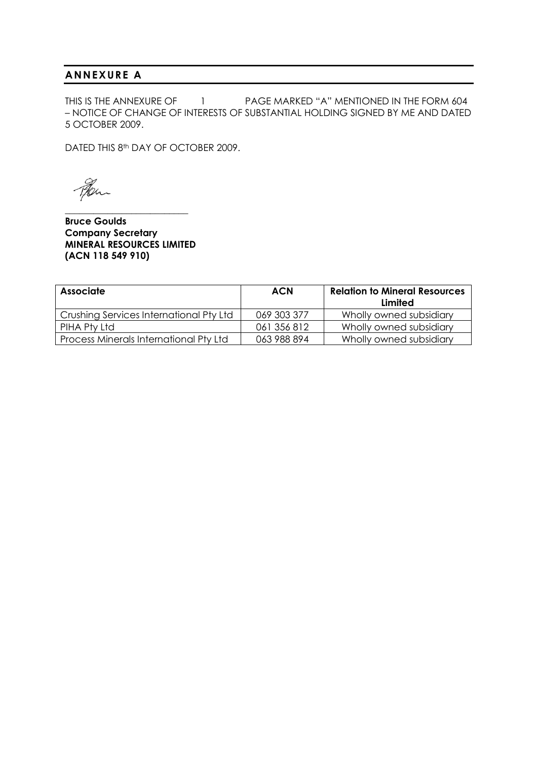## ANNEXURE A

THIS IS THE ANNEXURE OF 1 PAGE MARKED "A" MENTIONED IN THE FORM 604 – NOTICE OF CHANGE OF INTERESTS OF SUBSTANTIAL HOLDING SIGNED BY ME AND DATED 5 OCTOBER 2009.

DATED THIS 8th DAY OF OCTOBER 2009.

\_\_\_\_\_\_\_\_\_\_\_\_\_\_\_\_\_\_\_\_\_\_\_\_\_\_\_

**Bruce Goulds**
**Company Secretary**
**MINERAL RESOURCES LIMITED**
**(ACN 118 549 910)**

| Associate | ACN | Relation to Mineral Resources Limited |
|---|---|---|
| Crushing Services International Pty Ltd | 069 303 377 | Wholly owned subsidiary |
| PIHA Pty Ltd | 061 356 812 | Wholly owned subsidiary |
| Process Minerals International Pty Ltd | 063 988 894 | Wholly owned subsidiary |